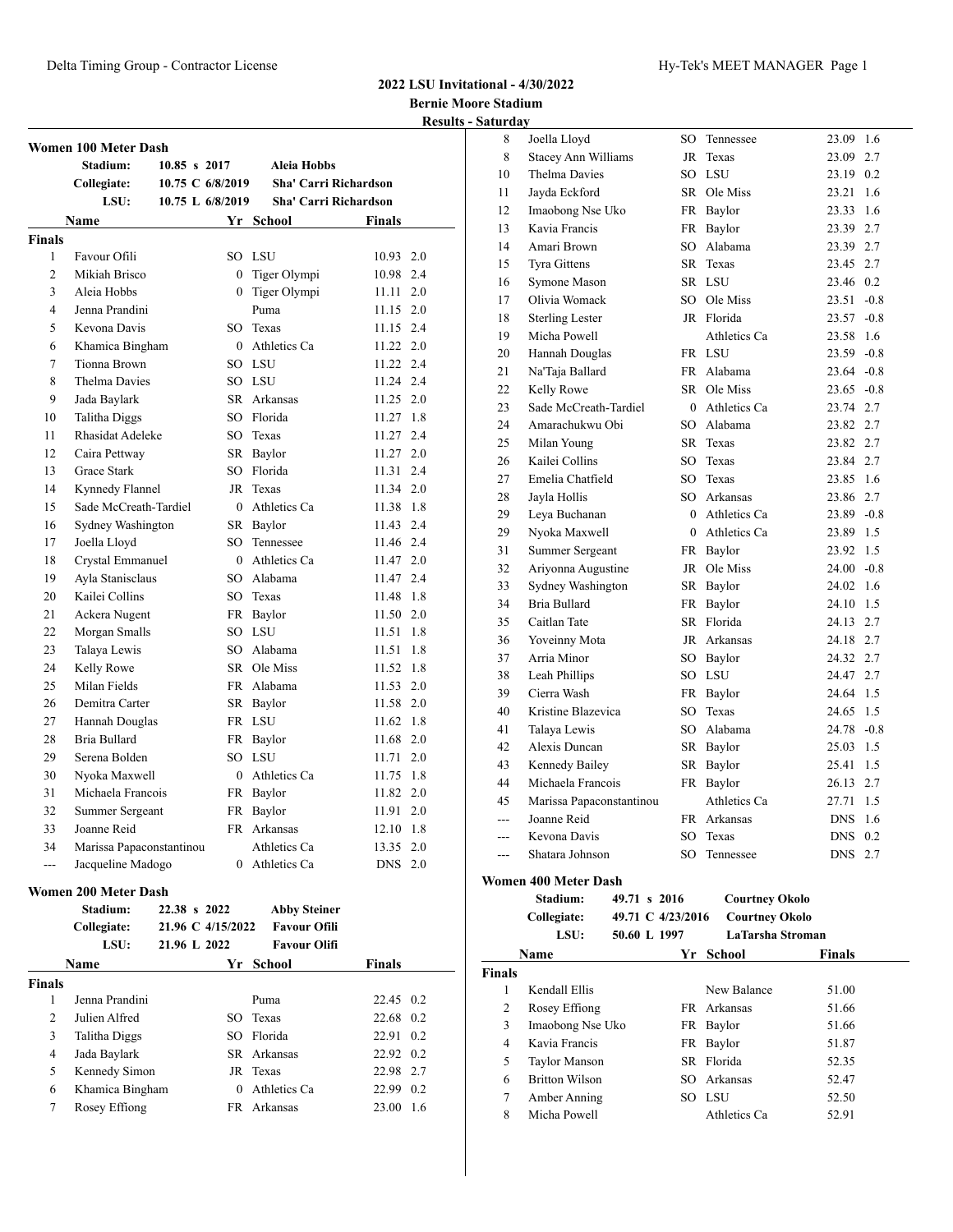## 2022 LSU Invitational - 4/30/2022

**Bernie Moore Stadium**

**Results - Saturday**

### Women 100 Meter Dash

| | | | |
|---|---|---|---|
| Stadium: | 10.85 s 2017 | Aleia Hobbs | |
| Collegiate: | 10.75 C 6/8/2019 | Sha' Carri Richardson | |
| LSU: | 10.75 L 6/8/2019 | Sha' Carri Richardson | |

| | Name | Yr | School | Finals | |
|---|---|---|---|---|---|
| **Finals** | | | | | |
| 1 | Favour Ofili | SO | LSU | 10.93 | 2.0 |
| 2 | Mikiah Brisco | 0 | Tiger Olympi | 10.98 | 2.4 |
| 3 | Aleia Hobbs | 0 | Tiger Olympi | 11.11 | 2.0 |
| 4 | Jenna Prandini | | Puma | 11.15 | 2.0 |
| 5 | Kevona Davis | SO | Texas | 11.15 | 2.4 |
| 6 | Khamica Bingham | 0 | Athletics Ca | 11.22 | 2.0 |
| 7 | Tionna Brown | SO | LSU | 11.22 | 2.4 |
| 8 | Thelma Davies | SO | LSU | 11.24 | 2.4 |
| 9 | Jada Baylark | SR | Arkansas | 11.25 | 2.0 |
| 10 | Talitha Diggs | SO | Florida | 11.27 | 1.8 |
| 11 | Rhasidat Adeleke | SO | Texas | 11.27 | 2.4 |
| 12 | Caira Pettway | SR | Baylor | 11.27 | 2.0 |
| 13 | Grace Stark | SO | Florida | 11.31 | 2.4 |
| 14 | Kynnedy Flannel | JR | Texas | 11.34 | 2.0 |
| 15 | Sade McCreath-Tardiel | 0 | Athletics Ca | 11.38 | 1.8 |
| 16 | Sydney Washington | SR | Baylor | 11.43 | 2.4 |
| 17 | Joella Lloyd | SO | Tennessee | 11.46 | 2.4 |
| 18 | Crystal Emmanuel | 0 | Athletics Ca | 11.47 | 2.0 |
| 19 | Ayla Stanisclaus | SO | Alabama | 11.47 | 2.4 |
| 20 | Kailei Collins | SO | Texas | 11.48 | 1.8 |
| 21 | Ackera Nugent | FR | Baylor | 11.50 | 2.0 |
| 22 | Morgan Smalls | SO | LSU | 11.51 | 1.8 |
| 23 | Talaya Lewis | SO | Alabama | 11.51 | 1.8 |
| 24 | Kelly Rowe | SR | Ole Miss | 11.52 | 1.8 |
| 25 | Milan Fields | FR | Alabama | 11.53 | 2.0 |
| 26 | Demitra Carter | SR | Baylor | 11.58 | 2.0 |
| 27 | Hannah Douglas | FR | LSU | 11.62 | 1.8 |
| 28 | Bria Bullard | FR | Baylor | 11.68 | 2.0 |
| 29 | Serena Bolden | SO | LSU | 11.71 | 2.0 |
| 30 | Nyoka Maxwell | 0 | Athletics Ca | 11.75 | 1.8 |
| 31 | Michaela Francois | FR | Baylor | 11.82 | 2.0 |
| 32 | Summer Sergeant | FR | Baylor | 11.91 | 2.0 |
| 33 | Joanne Reid | FR | Arkansas | 12.10 | 1.8 |
| 34 | Marissa Papaconstantinou | | Athletics Ca | 13.35 | 2.0 |
| --- | Jacqueline Madogo | 0 | Athletics Ca | DNS | 2.0 |

### Women 200 Meter Dash

| | | | |
|---|---|---|---|
| Stadium: | 22.38 s 2022 | Abby Steiner | |
| Collegiate: | 21.96 C 4/15/2022 | Favour Ofili | |
| LSU: | 21.96 L 2022 | Favour Olifi | |

| | Name | Yr | School | Finals | |
|---|---|---|---|---|---|
| **Finals** | | | | | |
| 1 | Jenna Prandini | | Puma | 22.45 | 0.2 |
| 2 | Julien Alfred | SO | Texas | 22.68 | 0.2 |
| 3 | Talitha Diggs | SO | Florida | 22.91 | 0.2 |
| 4 | Jada Baylark | SR | Arkansas | 22.92 | 0.2 |
| 5 | Kennedy Simon | JR | Texas | 22.98 | 2.7 |
| 6 | Khamica Bingham | 0 | Athletics Ca | 22.99 | 0.2 |
| 7 | Rosey Effiong | FR | Arkansas | 23.00 | 1.6 |
| 8 | Joella Lloyd | SO | Tennessee | 23.09 | 1.6 |
| 8 | Stacey Ann Williams | JR | Texas | 23.09 | 2.7 |
| 10 | Thelma Davies | SO | LSU | 23.19 | 0.2 |
| 11 | Jayda Eckford | SR | Ole Miss | 23.21 | 1.6 |
| 12 | Imaobong Nse Uko | FR | Baylor | 23.33 | 1.6 |
| 13 | Kavia Francis | FR | Baylor | 23.39 | 2.7 |
| 14 | Amari Brown | SO | Alabama | 23.39 | 2.7 |
| 15 | Tyra Gittens | SR | Texas | 23.45 | 2.7 |
| 16 | Symone Mason | SR | LSU | 23.46 | 0.2 |
| 17 | Olivia Womack | SO | Ole Miss | 23.51 | -0.8 |
| 18 | Sterling Lester | JR | Florida | 23.57 | -0.8 |
| 19 | Micha Powell | | Athletics Ca | 23.58 | 1.6 |
| 20 | Hannah Douglas | FR | LSU | 23.59 | -0.8 |
| 21 | Na'Taja Ballard | FR | Alabama | 23.64 | -0.8 |
| 22 | Kelly Rowe | SR | Ole Miss | 23.65 | -0.8 |
| 23 | Sade McCreath-Tardiel | 0 | Athletics Ca | 23.74 | 2.7 |
| 24 | Amarachukwu Obi | SO | Alabama | 23.82 | 2.7 |
| 25 | Milan Young | SR | Texas | 23.82 | 2.7 |
| 26 | Kailei Collins | SO | Texas | 23.84 | 2.7 |
| 27 | Emelia Chatfield | SO | Texas | 23.85 | 1.6 |
| 28 | Jayla Hollis | SO | Arkansas | 23.86 | 2.7 |
| 29 | Leya Buchanan | 0 | Athletics Ca | 23.89 | -0.8 |
| 29 | Nyoka Maxwell | 0 | Athletics Ca | 23.89 | 1.5 |
| 31 | Summer Sergeant | FR | Baylor | 23.92 | 1.5 |
| 32 | Ariyonna Augustine | JR | Ole Miss | 24.00 | -0.8 |
| 33 | Sydney Washington | SR | Baylor | 24.02 | 1.6 |
| 34 | Bria Bullard | FR | Baylor | 24.10 | 1.5 |
| 35 | Caitlan Tate | SR | Florida | 24.13 | 2.7 |
| 36 | Yoveinny Mota | JR | Arkansas | 24.18 | 2.7 |
| 37 | Arria Minor | SO | Baylor | 24.32 | 2.7 |
| 38 | Leah Phillips | SO | LSU | 24.47 | 2.7 |
| 39 | Cierra Wash | FR | Baylor | 24.64 | 1.5 |
| 40 | Kristine Blazevica | SO | Texas | 24.65 | 1.5 |
| 41 | Talaya Lewis | SO | Alabama | 24.78 | -0.8 |
| 42 | Alexis Duncan | SR | Baylor | 25.03 | 1.5 |
| 43 | Kennedy Bailey | SR | Baylor | 25.41 | 1.5 |
| 44 | Michaela Francois | FR | Baylor | 26.13 | 2.7 |
| 45 | Marissa Papaconstantinou | | Athletics Ca | 27.71 | 1.5 |
| --- | Joanne Reid | FR | Arkansas | DNS | 1.6 |
| --- | Kevona Davis | SO | Texas | DNS | 0.2 |
| --- | Shatara Johnson | SO | Tennessee | DNS | 2.7 |

### Women 400 Meter Dash

| | | |
|---|---|---|
| Stadium: | 49.71 s 2016 | Courtney Okolo |
| Collegiate: | 49.71 C 4/23/2016 | Courtney Okolo |
| LSU: | 50.60 L 1997 | LaTarsha Stroman |

| | Name | Yr | School | Finals |
|---|---|---|---|---|
| **Finals** | | | | |
| 1 | Kendall Ellis | | New Balance | 51.00 |
| 2 | Rosey Effiong | FR | Arkansas | 51.66 |
| 3 | Imaobong Nse Uko | FR | Baylor | 51.66 |
| 4 | Kavia Francis | FR | Baylor | 51.87 |
| 5 | Taylor Manson | SR | Florida | 52.35 |
| 6 | Britton Wilson | SO | Arkansas | 52.47 |
| 7 | Amber Anning | SO | LSU | 52.50 |
| 8 | Micha Powell | | Athletics Ca | 52.91 |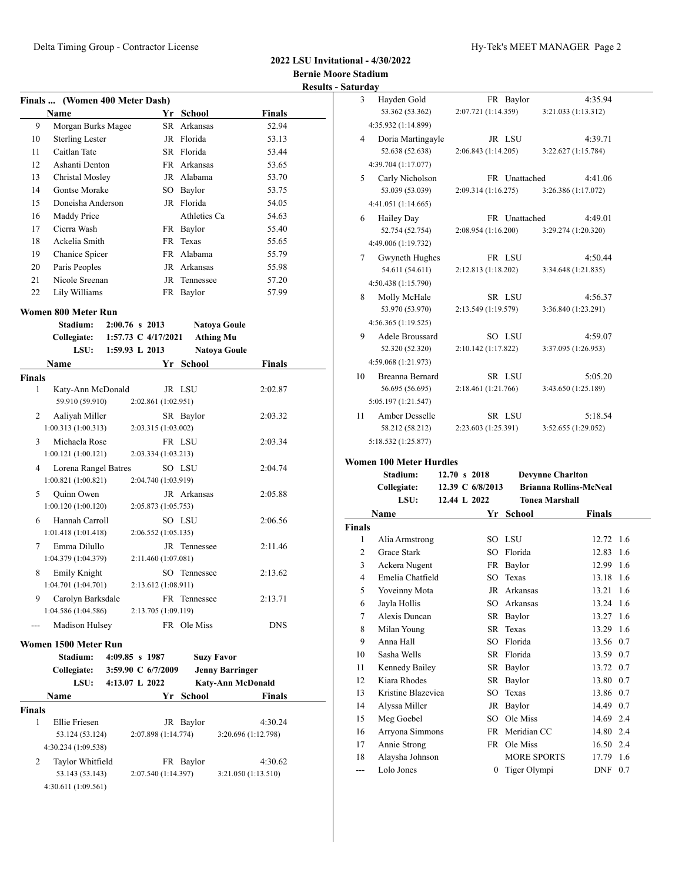# 2022 LSU Invitational - 4/30/2022

**Bernie Moore Stadium**

**Results - Saturday**

## Finals ... (Women 400 Meter Dash)

| | Name | Yr | School | Finals |
|---|---|---|---|---|
| 9 | Morgan Burks Magee | SR | Arkansas | 52.94 |
| 10 | Sterling Lester | JR | Florida | 53.13 |
| 11 | Caitlan Tate | SR | Florida | 53.44 |
| 12 | Ashanti Denton | FR | Arkansas | 53.65 |
| 13 | Christal Mosley | JR | Alabama | 53.70 |
| 14 | Gontse Morake | SO | Baylor | 53.75 |
| 15 | Doneisha Anderson | JR | Florida | 54.05 |
| 16 | Maddy Price | | Athletics Ca | 54.63 |
| 17 | Cierra Wash | FR | Baylor | 55.40 |
| 18 | Ackelia Smith | FR | Texas | 55.65 |
| 19 | Chanice Spicer | FR | Alabama | 55.79 |
| 20 | Paris Peoples | JR | Arkansas | 55.98 |
| 21 | Nicole Sreenan | JR | Tennessee | 57.20 |
| 22 | Lily Williams | FR | Baylor | 57.99 |

## Women 800 Meter Run

| | | | |
|---|---|---|---|
| Stadium: | 2:00.76 s 2013 | Natoya Goule |
| Collegiate: | 1:57.73 C 4/17/2021 | Athing Mu |
| LSU: | 1:59.93 L 2013 | Natoya Goule |

**Finals**

| | Name | Yr | School | Finals |
|---|---|---|---|---|
| 1 | Katy-Ann McDonald | JR | LSU | 2:02.87 |
| | 59.910 (59.910) | 2:02.861 (1:02.951) | | |
| 2 | Aaliyah Miller | SR | Baylor | 2:03.32 |
| | 1:00.313 (1:00.313) | 2:03.315 (1:03.002) | | |
| 3 | Michaela Rose | FR | LSU | 2:03.34 |
| | 1:00.121 (1:00.121) | 2:03.334 (1:03.213) | | |
| 4 | Lorena Rangel Batres | SO | LSU | 2:04.74 |
| | 1:00.821 (1:00.821) | 2:04.740 (1:03.919) | | |
| 5 | Quinn Owen | JR | Arkansas | 2:05.88 |
| | 1:00.120 (1:00.120) | 2:05.873 (1:05.753) | | |
| 6 | Hannah Carroll | SO | LSU | 2:06.56 |
| | 1:01.418 (1:01.418) | 2:06.552 (1:05.135) | | |
| 7 | Emma Dilullo | JR | Tennessee | 2:11.46 |
| | 1:04.379 (1:04.379) | 2:11.460 (1:07.081) | | |
| 8 | Emily Knight | SO | Tennessee | 2:13.62 |
| | 1:04.701 (1:04.701) | 2:13.612 (1:08.911) | | |
| 9 | Carolyn Barksdale | FR | Tennessee | 2:13.71 |
| | 1:04.586 (1:04.586) | 2:13.705 (1:09.119) | | |
| --- | Madison Hulsey | FR | Ole Miss | DNS |

## Women 1500 Meter Run

| | | |
|---|---|---|
| Stadium: | 4:09.85 s 1987 | Suzy Favor |
| Collegiate: | 3:59.90 C 6/7/2009 | Jenny Barringer |
| LSU: | 4:13.07 L 2022 | Katy-Ann McDonald |

**Finals**

| | Name | Yr | School | Finals |
|---|---|---|---|---|
| 1 | Ellie Friesen | JR | Baylor | 4:30.24 |
| | 53.124 (53.124) | 2:07.898 (1:14.774) | 3:20.696 (1:12.798) | |
| | 4:30.234 (1:09.538) | | | |
| 2 | Taylor Whitfield | FR | Baylor | 4:30.62 |
| | 53.143 (53.143) | 2:07.540 (1:14.397) | 3:21.050 (1:13.510) | |
| | 4:30.611 (1:09.561) | | | |
| 3 | Hayden Gold | FR | Baylor | 4:35.94 |
| | 53.362 (53.362) | 2:07.721 (1:14.359) | 3:21.033 (1:13.312) | |
| | 4:35.932 (1:14.899) | | | |
| 4 | Doria Martingayle | JR | LSU | 4:39.71 |
| | 52.638 (52.638) | 2:06.843 (1:14.205) | 3:22.627 (1:15.784) | |
| | 4:39.704 (1:17.077) | | | |
| 5 | Carly Nicholson | FR | Unattached | 4:41.06 |
| | 53.039 (53.039) | 2:09.314 (1:16.275) | 3:26.386 (1:17.072) | |
| | 4:41.051 (1:14.665) | | | |
| 6 | Hailey Day | FR | Unattached | 4:49.01 |
| | 52.754 (52.754) | 2:08.954 (1:16.200) | 3:29.274 (1:20.320) | |
| | 4:49.006 (1:19.732) | | | |
| 7 | Gwyneth Hughes | FR | LSU | 4:50.44 |
| | 54.611 (54.611) | 2:12.813 (1:18.202) | 3:34.648 (1:21.835) | |
| | 4:50.438 (1:15.790) | | | |
| 8 | Molly McHale | SR | LSU | 4:56.37 |
| | 53.970 (53.970) | 2:13.549 (1:19.579) | 3:36.840 (1:23.291) | |
| | 4:56.365 (1:19.525) | | | |
| 9 | Adele Broussard | SO | LSU | 4:59.07 |
| | 52.320 (52.320) | 2:10.142 (1:17.822) | 3:37.095 (1:26.953) | |
| | 4:59.068 (1:21.973) | | | |
| 10 | Breanna Bernard | SR | LSU | 5:05.20 |
| | 56.695 (56.695) | 2:18.461 (1:21.766) | 3:43.650 (1:25.189) | |
| | 5:05.197 (1:21.547) | | | |
| 11 | Amber Desselle | SR | LSU | 5:18.54 |
| | 58.212 (58.212) | 2:23.603 (1:25.391) | 3:52.655 (1:29.052) | |
| | 5:18.532 (1:25.877) | | | |

## Women 100 Meter Hurdles

| | | |
|---|---|---|
| Stadium: | 12.70 s 2018 | Devynne Charlton |
| Collegiate: | 12.39 C 6/8/2013 | Brianna Rollins-McNeal |
| LSU: | 12.44 L 2022 | Tonea Marshall |

**Finals**

| | Name | Yr | School | Finals | Wind |
|---|---|---|---|---|---|
| 1 | Alia Armstrong | SO | LSU | 12.72 | 1.6 |
| 2 | Grace Stark | SO | Florida | 12.83 | 1.6 |
| 3 | Ackera Nugent | FR | Baylor | 12.99 | 1.6 |
| 4 | Emelia Chatfield | SO | Texas | 13.18 | 1.6 |
| 5 | Yoveinny Mota | JR | Arkansas | 13.21 | 1.6 |
| 6 | Jayla Hollis | SO | Arkansas | 13.24 | 1.6 |
| 7 | Alexis Duncan | SR | Baylor | 13.27 | 1.6 |
| 8 | Milan Young | SR | Texas | 13.29 | 1.6 |
| 9 | Anna Hall | SO | Florida | 13.56 | 0.7 |
| 10 | Sasha Wells | SR | Florida | 13.59 | 0.7 |
| 11 | Kennedy Bailey | SR | Baylor | 13.72 | 0.7 |
| 12 | Kiara Rhodes | SR | Baylor | 13.80 | 0.7 |
| 13 | Kristine Blazevica | SO | Texas | 13.86 | 0.7 |
| 14 | Alyssa Miller | JR | Baylor | 14.49 | 0.7 |
| 15 | Meg Goebel | SO | Ole Miss | 14.69 | 2.4 |
| 16 | Arryona Simmons | FR | Meridian CC | 14.80 | 2.4 |
| 17 | Annie Strong | FR | Ole Miss | 16.50 | 2.4 |
| 18 | Alaysha Johnson | | MORE SPORTS | 17.79 | 1.6 |
| --- | Lolo Jones | 0 | Tiger Olympi | DNF | 0.7 |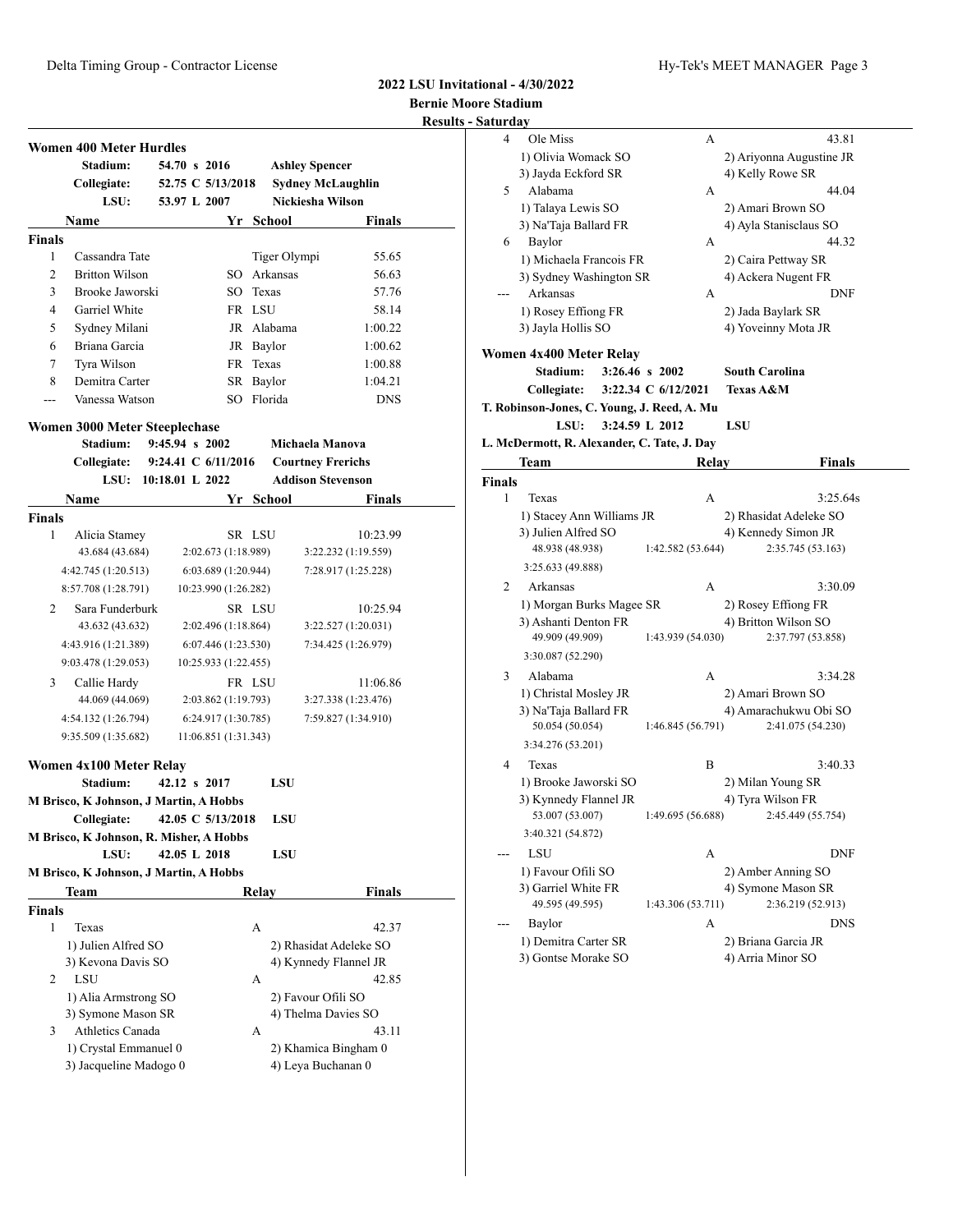**2022 LSU Invitational - 4/30/2022**
**Bernie Moore Stadium**
**Results - Saturday**

### Women 400 Meter Hurdles

| | | | |
|---|---|---|---|
| Stadium: | 54.70 s 2016 | Ashley Spencer | |
| Collegiate: | 52.75 C 5/13/2018 | Sydney McLaughlin | |
| LSU: | 53.97 L 2007 | Nickiesha Wilson | |

| | Name | Yr | School | Finals |
|---|---|---|---|---|
| **Finals** | | | | |
| 1 | Cassandra Tate | | Tiger Olympi | 55.65 |
| 2 | Britton Wilson | SO | Arkansas | 56.63 |
| 3 | Brooke Jaworski | SO | Texas | 57.76 |
| 4 | Garriel White | FR | LSU | 58.14 |
| 5 | Sydney Milani | JR | Alabama | 1:00.22 |
| 6 | Briana Garcia | JR | Baylor | 1:00.62 |
| 7 | Tyra Wilson | FR | Texas | 1:00.88 |
| 8 | Demitra Carter | SR | Baylor | 1:04.21 |
| --- | Vanessa Watson | SO | Florida | DNS |

### Women 3000 Meter Steeplechase

| | | |
|---|---|---|
| Stadium: | 9:45.94 s 2002 | Michaela Manova |
| Collegiate: | 9:24.41 C 6/11/2016 | Courtney Frerichs |
| LSU: | 10:18.01 L 2022 | Addison Stevenson |

| | Name | Yr | School | Finals |
|---|---|---|---|---|
| **Finals** | | | | |
| 1 | Alicia Stamey | SR | LSU | 10:23.99 |
| | 43.684 (43.684) | 2:02.673 (1:18.989) | 3:22.232 (1:19.559) | |
| | 4:42.745 (1:20.513) | 6:03.689 (1:20.944) | 7:28.917 (1:25.228) | |
| | 8:57.708 (1:28.791) | 10:23.990 (1:26.282) | | |
| 2 | Sara Funderburk | SR | LSU | 10:25.94 |
| | 43.632 (43.632) | 2:02.496 (1:18.864) | 3:22.527 (1:20.031) | |
| | 4:43.916 (1:21.389) | 6:07.446 (1:23.530) | 7:34.425 (1:26.979) | |
| | 9:03.478 (1:29.053) | 10:25.933 (1:22.455) | | |
| 3 | Callie Hardy | FR | LSU | 11:06.86 |
| | 44.069 (44.069) | 2:03.862 (1:19.793) | 3:27.338 (1:23.476) | |
| | 4:54.132 (1:26.794) | 6:24.917 (1:30.785) | 7:59.827 (1:34.910) | |
| | 9:35.509 (1:35.682) | 11:06.851 (1:31.343) | | |

### Women 4x100 Meter Relay

Stadium: 42.12 s 2017 LSU
M Brisco, K Johnson, J Martin, A Hobbs
Collegiate: 42.05 C 5/13/2018 LSU
M Brisco, K Johnson, R. Misher, A Hobbs
LSU: 42.05 L 2018 LSU
M Brisco, K Johnson, J Martin, A Hobbs

| | Team | Relay | Finals |
|---|---|---|---|
| **Finals** | | | |
| 1 | Texas | A | 42.37 |
| | 1) Julien Alfred SO | 2) Rhasidat Adeleke SO | |
| | 3) Kevona Davis SO | 4) Kynnedy Flannel JR | |
| 2 | LSU | A | 42.85 |
| | 1) Alia Armstrong SO | 2) Favour Ofili SO | |
| | 3) Symone Mason SR | 4) Thelma Davies SO | |
| 3 | Athletics Canada | A | 43.11 |
| | 1) Crystal Emmanuel 0 | 2) Khamica Bingham 0 | |
| | 3) Jacqueline Madogo 0 | 4) Leya Buchanan 0 | |
| 4 | Ole Miss | A | 43.81 |
| | 1) Olivia Womack SO | 2) Ariyonna Augustine JR | |
| | 3) Jayda Eckford SR | 4) Kelly Rowe SR | |
| 5 | Alabama | A | 44.04 |
| | 1) Talaya Lewis SO | 2) Amari Brown SO | |
| | 3) Na'Taja Ballard FR | 4) Ayla Stanisclaus SO | |
| 6 | Baylor | A | 44.32 |
| | 1) Michaela Francois FR | 2) Caira Pettway SR | |
| | 3) Sydney Washington SR | 4) Ackera Nugent FR | |
| --- | Arkansas | A | DNF |
| | 1) Rosey Effiong FR | 2) Jada Baylark SR | |
| | 3) Jayla Hollis SO | 4) Yoveinny Mota JR | |

### Women 4x400 Meter Relay

Stadium: 3:26.46 s 2002 South Carolina
Collegiate: 3:22.34 C 6/12/2021 Texas A&M
T. Robinson-Jones, C. Young, J. Reed, A. Mu
LSU: 3:24.59 L 2012 LSU
L. McDermott, R. Alexander, C. Tate, J. Day

| | Team | Relay | Finals |
|---|---|---|---|
| **Finals** | | | |
| 1 | Texas | A | 3:25.64s |
| | 1) Stacey Ann Williams JR | 2) Rhasidat Adeleke SO | |
| | 3) Julien Alfred SO | 4) Kennedy Simon JR | |
| | 48.938 (48.938) | 1:42.582 (53.644) | 2:35.745 (53.163) |
| | 3:25.633 (49.888) | | |
| 2 | Arkansas | A | 3:30.09 |
| | 1) Morgan Burks Magee SR | 2) Rosey Effiong FR | |
| | 3) Ashanti Denton FR | 4) Britton Wilson SO | |
| | 49.909 (49.909) | 1:43.939 (54.030) | 2:37.797 (53.858) |
| | 3:30.087 (52.290) | | |
| 3 | Alabama | A | 3:34.28 |
| | 1) Christal Mosley JR | 2) Amari Brown SO | |
| | 3) Na'Taja Ballard FR | 4) Amarachukwu Obi SO | |
| | 50.054 (50.054) | 1:46.845 (56.791) | 2:41.075 (54.230) |
| | 3:34.276 (53.201) | | |
| 4 | Texas | B | 3:40.33 |
| | 1) Brooke Jaworski SO | 2) Milan Young SR | |
| | 3) Kynnedy Flannel JR | 4) Tyra Wilson FR | |
| | 53.007 (53.007) | 1:49.695 (56.688) | 2:45.449 (55.754) |
| | 3:40.321 (54.872) | | |
| --- | LSU | A | DNF |
| | 1) Favour Ofili SO | 2) Amber Anning SO | |
| | 3) Garriel White FR | 4) Symone Mason SR | |
| | 49.595 (49.595) | 1:43.306 (53.711) | 2:36.219 (52.913) |
| --- | Baylor | A | DNS |
| | 1) Demitra Carter SR | 2) Briana Garcia JR | |
| | 3) Gontse Morake SO | 4) Arria Minor SO | |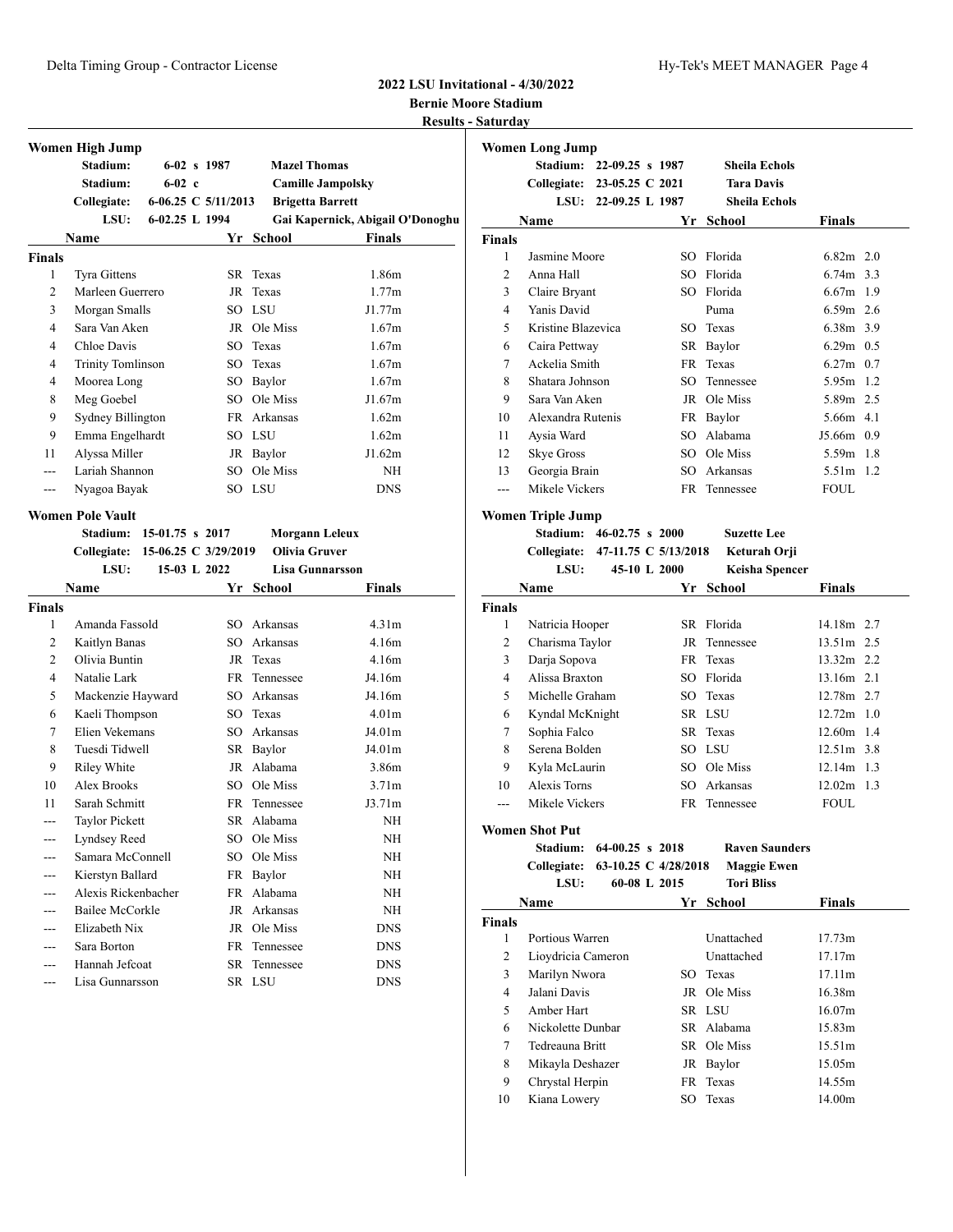**2022 LSU Invitational - 4/30/2022**

**Bernie Moore Stadium**

**Results - Saturday**

## Women High Jump

| | | | |
|---|---|---|---|
| Stadium: | 6-02 s 1987 | Mazel Thomas | |
| Stadium: | 6-02 c | Camille Jampolsky | |
| Collegiate: | 6-06.25 C 5/11/2013 | Brigetta Barrett | |
| LSU: | 6-02.25 L 1994 | Gai Kapernick, Abigail O'Donoghu | |

| | Name | Yr | School | Finals |
|---|---|---|---|---|
| **Finals** | | | | |
| 1 | Tyra Gittens | SR | Texas | 1.86m |
| 2 | Marleen Guerrero | JR | Texas | 1.77m |
| 3 | Morgan Smalls | SO | LSU | J1.77m |
| 4 | Sara Van Aken | JR | Ole Miss | 1.67m |
| 4 | Chloe Davis | SO | Texas | 1.67m |
| 4 | Trinity Tomlinson | SO | Texas | 1.67m |
| 4 | Moorea Long | SO | Baylor | 1.67m |
| 8 | Meg Goebel | SO | Ole Miss | J1.67m |
| 9 | Sydney Billington | FR | Arkansas | 1.62m |
| 9 | Emma Engelhardt | SO | LSU | 1.62m |
| 11 | Alyssa Miller | JR | Baylor | J1.62m |
| --- | Lariah Shannon | SO | Ole Miss | NH |
| --- | Nyagoa Bayak | SO | LSU | DNS |

## Women Pole Vault

| | | | |
|---|---|---|---|
| Stadium: | 15-01.75 s 2017 | Morgann Leleux | |
| Collegiate: | 15-06.25 C 3/29/2019 | Olivia Gruver | |
| LSU: | 15-03 L 2022 | Lisa Gunnarsson | |

| | Name | Yr | School | Finals |
|---|---|---|---|---|
| **Finals** | | | | |
| 1 | Amanda Fassold | SO | Arkansas | 4.31m |
| 2 | Kaitlyn Banas | SO | Arkansas | 4.16m |
| 2 | Olivia Buntin | JR | Texas | 4.16m |
| 4 | Natalie Lark | FR | Tennessee | J4.16m |
| 5 | Mackenzie Hayward | SO | Arkansas | J4.16m |
| 6 | Kaeli Thompson | SO | Texas | 4.01m |
| 7 | Elien Vekemans | SO | Arkansas | J4.01m |
| 8 | Tuesdi Tidwell | SR | Baylor | J4.01m |
| 9 | Riley White | JR | Alabama | 3.86m |
| 10 | Alex Brooks | SO | Ole Miss | 3.71m |
| 11 | Sarah Schmitt | FR | Tennessee | J3.71m |
| --- | Taylor Pickett | SR | Alabama | NH |
| --- | Lyndsey Reed | SO | Ole Miss | NH |
| --- | Samara McConnell | SO | Ole Miss | NH |
| --- | Kierstyn Ballard | FR | Baylor | NH |
| --- | Alexis Rickenbacher | FR | Alabama | NH |
| --- | Bailee McCorkle | JR | Arkansas | NH |
| --- | Elizabeth Nix | JR | Ole Miss | DNS |
| --- | Sara Borton | FR | Tennessee | DNS |
| --- | Hannah Jefcoat | SR | Tennessee | DNS |
| --- | Lisa Gunnarsson | SR | LSU | DNS |

## Women Long Jump

| | | | |
|---|---|---|---|
| Stadium: | 22-09.25 s 1987 | Sheila Echols | |
| Collegiate: | 23-05.25 C 2021 | Tara Davis | |
| LSU: | 22-09.25 L 1987 | Sheila Echols | |

| | Name | Yr | School | Finals | |
|---|---|---|---|---|---|
| **Finals** | | | | | |
| 1 | Jasmine Moore | SO | Florida | 6.82m | 2.0 |
| 2 | Anna Hall | SO | Florida | 6.74m | 3.3 |
| 3 | Claire Bryant | SO | Florida | 6.67m | 1.9 |
| 4 | Yanis David | | Puma | 6.59m | 2.6 |
| 5 | Kristine Blazevica | SO | Texas | 6.38m | 3.9 |
| 6 | Caira Pettway | SR | Baylor | 6.29m | 0.5 |
| 7 | Ackelia Smith | FR | Texas | 6.27m | 0.7 |
| 8 | Shatara Johnson | SO | Tennessee | 5.95m | 1.2 |
| 9 | Sara Van Aken | JR | Ole Miss | 5.89m | 2.5 |
| 10 | Alexandra Rutenis | FR | Baylor | 5.66m | 4.1 |
| 11 | Aysia Ward | SO | Alabama | J5.66m | 0.9 |
| 12 | Skye Gross | SO | Ole Miss | 5.59m | 1.8 |
| 13 | Georgia Brain | SO | Arkansas | 5.51m | 1.2 |
| --- | Mikele Vickers | FR | Tennessee | FOUL | |

## Women Triple Jump

| | | | |
|---|---|---|---|
| Stadium: | 46-02.75 s 2000 | Suzette Lee | |
| Collegiate: | 47-11.75 C 5/13/2018 | Keturah Orji | |
| LSU: | 45-10 L 2000 | Keisha Spencer | |

| | Name | Yr | School | Finals | |
|---|---|---|---|---|---|
| **Finals** | | | | | |
| 1 | Natricia Hooper | SR | Florida | 14.18m | 2.7 |
| 2 | Charisma Taylor | JR | Tennessee | 13.51m | 2.5 |
| 3 | Darja Sopova | FR | Texas | 13.32m | 2.2 |
| 4 | Alissa Braxton | SO | Florida | 13.16m | 2.1 |
| 5 | Michelle Graham | SO | Texas | 12.78m | 2.7 |
| 6 | Kyndal McKnight | SR | LSU | 12.72m | 1.0 |
| 7 | Sophia Falco | SR | Texas | 12.60m | 1.4 |
| 8 | Serena Bolden | SO | LSU | 12.51m | 3.8 |
| 9 | Kyla McLaurin | SO | Ole Miss | 12.14m | 1.3 |
| 10 | Alexis Torns | SO | Arkansas | 12.02m | 1.3 |
| --- | Mikele Vickers | FR | Tennessee | FOUL | |

## Women Shot Put

| | | | |
|---|---|---|---|
| Stadium: | 64-00.25 s 2018 | Raven Saunders | |
| Collegiate: | 63-10.25 C 4/28/2018 | Maggie Ewen | |
| LSU: | 60-08 L 2015 | Tori Bliss | |

| | Name | Yr | School | Finals |
|---|---|---|---|---|
| **Finals** | | | | |
| 1 | Portious Warren | | Unattached | 17.73m |
| 2 | Lioydricia Cameron | | Unattached | 17.17m |
| 3 | Marilyn Nwora | SO | Texas | 17.11m |
| 4 | Jalani Davis | JR | Ole Miss | 16.38m |
| 5 | Amber Hart | SR | LSU | 16.07m |
| 6 | Nickolette Dunbar | SR | Alabama | 15.83m |
| 7 | Tedreauna Britt | SR | Ole Miss | 15.51m |
| 8 | Mikayla Deshazer | JR | Baylor | 15.05m |
| 9 | Chrystal Herpin | FR | Texas | 14.55m |
| 10 | Kiana Lowery | SO | Texas | 14.00m |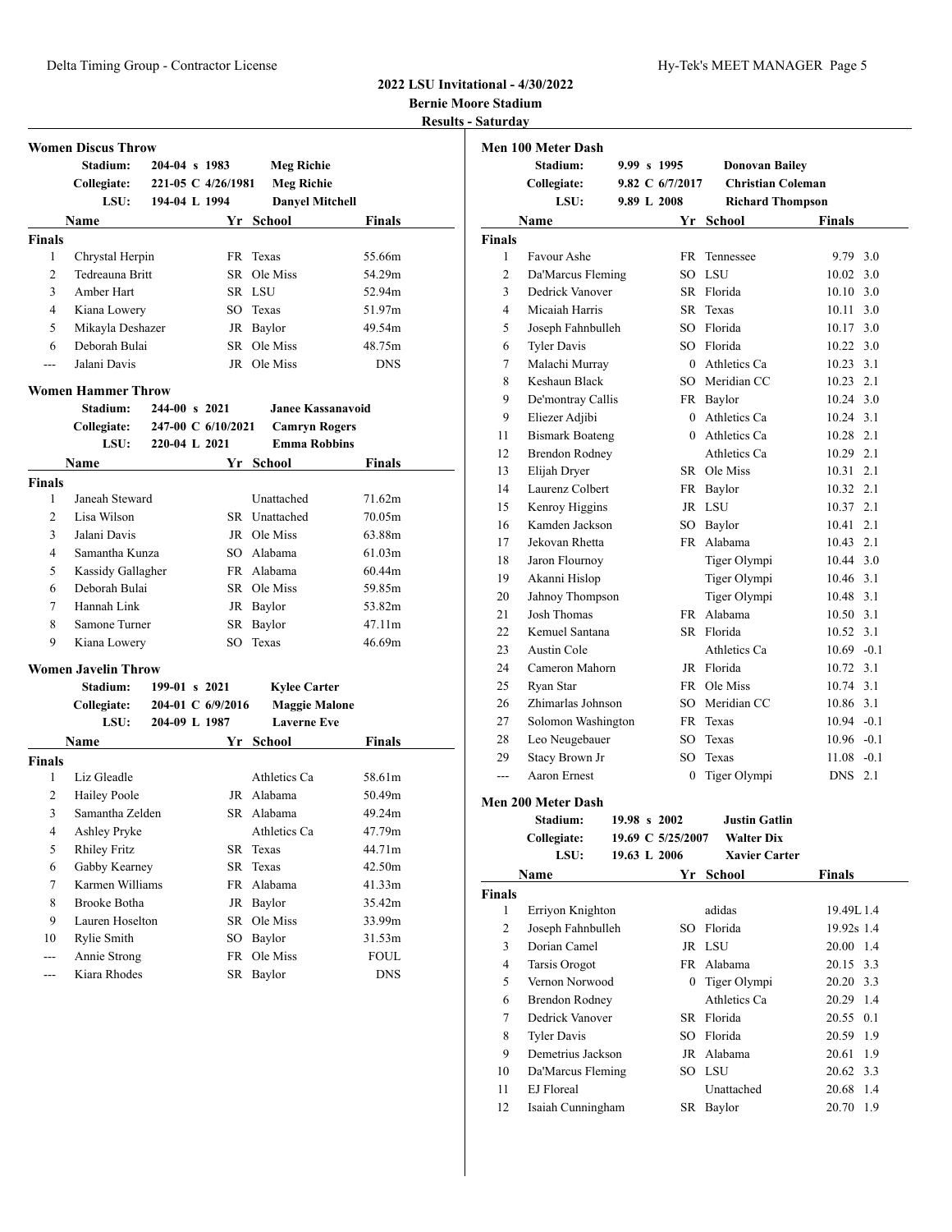# 2022 LSU Invitational - 4/30/2022

**Bernie Moore Stadium**

**Results - Saturday**

## Women Discus Throw

| | | | |
|---|---|---|---|
| Stadium: | 204-04 s 1983 | Meg Richie | |
| Collegiate: | 221-05 C 4/26/1981 | Meg Richie | |
| LSU: | 194-04 L 1994 | Danyel Mitchell | |

| | Name | Yr | School | Finals |
|---|---|---|---|---|
| **Finals** | | | | |
| 1 | Chrystal Herpin | FR | Texas | 55.66m |
| 2 | Tedreauna Britt | SR | Ole Miss | 54.29m |
| 3 | Amber Hart | SR | LSU | 52.94m |
| 4 | Kiana Lowery | SO | Texas | 51.97m |
| 5 | Mikayla Deshazer | JR | Baylor | 49.54m |
| 6 | Deborah Bulai | SR | Ole Miss | 48.75m |
| --- | Jalani Davis | JR | Ole Miss | DNS |

## Women Hammer Throw

| | | | |
|---|---|---|---|
| Stadium: | 244-00 s 2021 | Janee Kassanavoid | |
| Collegiate: | 247-00 C 6/10/2021 | Camryn Rogers | |
| LSU: | 220-04 L 2021 | Emma Robbins | |

| | Name | Yr | School | Finals |
|---|---|---|---|---|
| **Finals** | | | | |
| 1 | Janeah Steward | | Unattached | 71.62m |
| 2 | Lisa Wilson | SR | Unattached | 70.05m |
| 3 | Jalani Davis | JR | Ole Miss | 63.88m |
| 4 | Samantha Kunza | SO | Alabama | 61.03m |
| 5 | Kassidy Gallagher | FR | Alabama | 60.44m |
| 6 | Deborah Bulai | SR | Ole Miss | 59.85m |
| 7 | Hannah Link | JR | Baylor | 53.82m |
| 8 | Samone Turner | SR | Baylor | 47.11m |
| 9 | Kiana Lowery | SO | Texas | 46.69m |

## Women Javelin Throw

| | | | |
|---|---|---|---|
| Stadium: | 199-01 s 2021 | Kylee Carter | |
| Collegiate: | 204-01 C 6/9/2016 | Maggie Malone | |
| LSU: | 204-09 L 1987 | Laverne Eve | |

| | Name | Yr | School | Finals |
|---|---|---|---|---|
| **Finals** | | | | |
| 1 | Liz Gleadle | | Athletics Ca | 58.61m |
| 2 | Hailey Poole | JR | Alabama | 50.49m |
| 3 | Samantha Zelden | SR | Alabama | 49.24m |
| 4 | Ashley Pryke | | Athletics Ca | 47.79m |
| 5 | Rhiley Fritz | SR | Texas | 44.71m |
| 6 | Gabby Kearney | SR | Texas | 42.50m |
| 7 | Karmen Williams | FR | Alabama | 41.33m |
| 8 | Brooke Botha | JR | Baylor | 35.42m |
| 9 | Lauren Hoselton | SR | Ole Miss | 33.99m |
| 10 | Rylie Smith | SO | Baylor | 31.53m |
| --- | Annie Strong | FR | Ole Miss | FOUL |
| --- | Kiara Rhodes | SR | Baylor | DNS |

## Men 100 Meter Dash

| | | | |
|---|---|---|---|
| Stadium: | 9.99 s 1995 | Donovan Bailey | |
| Collegiate: | 9.82 C 6/7/2017 | Christian Coleman | |
| LSU: | 9.89 L 2008 | Richard Thompson | |

| | Name | Yr | School | Finals | Wind |
|---|---|---|---|---|---|
| **Finals** | | | | | |
| 1 | Favour Ashe | FR | Tennessee | 9.79 | 3.0 |
| 2 | Da'Marcus Fleming | SO | LSU | 10.02 | 3.0 |
| 3 | Dedrick Vanover | SR | Florida | 10.10 | 3.0 |
| 4 | Micaiah Harris | SR | Texas | 10.11 | 3.0 |
| 5 | Joseph Fahnbulleh | SO | Florida | 10.17 | 3.0 |
| 6 | Tyler Davis | SO | Florida | 10.22 | 3.0 |
| 7 | Malachi Murray | 0 | Athletics Ca | 10.23 | 3.1 |
| 8 | Keshaun Black | SO | Meridian CC | 10.23 | 2.1 |
| 9 | De'montray Callis | FR | Baylor | 10.24 | 3.0 |
| 9 | Eliezer Adjibi | 0 | Athletics Ca | 10.24 | 3.1 |
| 11 | Bismark Boateng | 0 | Athletics Ca | 10.28 | 2.1 |
| 12 | Brendon Rodney | | Athletics Ca | 10.29 | 2.1 |
| 13 | Elijah Dryer | SR | Ole Miss | 10.31 | 2.1 |
| 14 | Laurenz Colbert | FR | Baylor | 10.32 | 2.1 |
| 15 | Kenroy Higgins | JR | LSU | 10.37 | 2.1 |
| 16 | Kamden Jackson | SO | Baylor | 10.41 | 2.1 |
| 17 | Jekovan Rhetta | FR | Alabama | 10.43 | 2.1 |
| 18 | Jaron Flournoy | | Tiger Olympi | 10.44 | 3.0 |
| 19 | Akanni Hislop | | Tiger Olympi | 10.46 | 3.1 |
| 20 | Jahnoy Thompson | | Tiger Olympi | 10.48 | 3.1 |
| 21 | Josh Thomas | FR | Alabama | 10.50 | 3.1 |
| 22 | Kemuel Santana | SR | Florida | 10.52 | 3.1 |
| 23 | Austin Cole | | Athletics Ca | 10.69 | -0.1 |
| 24 | Cameron Mahorn | JR | Florida | 10.72 | 3.1 |
| 25 | Ryan Star | FR | Ole Miss | 10.74 | 3.1 |
| 26 | Zhimarlas Johnson | SO | Meridian CC | 10.86 | 3.1 |
| 27 | Solomon Washington | FR | Texas | 10.94 | -0.1 |
| 28 | Leo Neugebauer | SO | Texas | 10.96 | -0.1 |
| 29 | Stacy Brown Jr | SO | Texas | 11.08 | -0.1 |
| --- | Aaron Ernest | 0 | Tiger Olympi | DNS | 2.1 |

## Men 200 Meter Dash

| | | | |
|---|---|---|---|
| Stadium: | 19.98 s 2002 | Justin Gatlin | |
| Collegiate: | 19.69 C 5/25/2007 | Walter Dix | |
| LSU: | 19.63 L 2006 | Xavier Carter | |

| | Name | Yr | School | Finals | Wind |
|---|---|---|---|---|---|
| **Finals** | | | | | |
| 1 | Erriyon Knighton | | adidas | 19.49L | 1.4 |
| 2 | Joseph Fahnbulleh | SO | Florida | 19.92s | 1.4 |
| 3 | Dorian Camel | JR | LSU | 20.00 | 1.4 |
| 4 | Tarsis Orogot | FR | Alabama | 20.15 | 3.3 |
| 5 | Vernon Norwood | 0 | Tiger Olympi | 20.20 | 3.3 |
| 6 | Brendon Rodney | | Athletics Ca | 20.29 | 1.4 |
| 7 | Dedrick Vanover | SR | Florida | 20.55 | 0.1 |
| 8 | Tyler Davis | SO | Florida | 20.59 | 1.9 |
| 9 | Demetrius Jackson | JR | Alabama | 20.61 | 1.9 |
| 10 | Da'Marcus Fleming | SO | LSU | 20.62 | 3.3 |
| 11 | EJ Floreal | | Unattached | 20.68 | 1.4 |
| 12 | Isaiah Cunningham | SR | Baylor | 20.70 | 1.9 |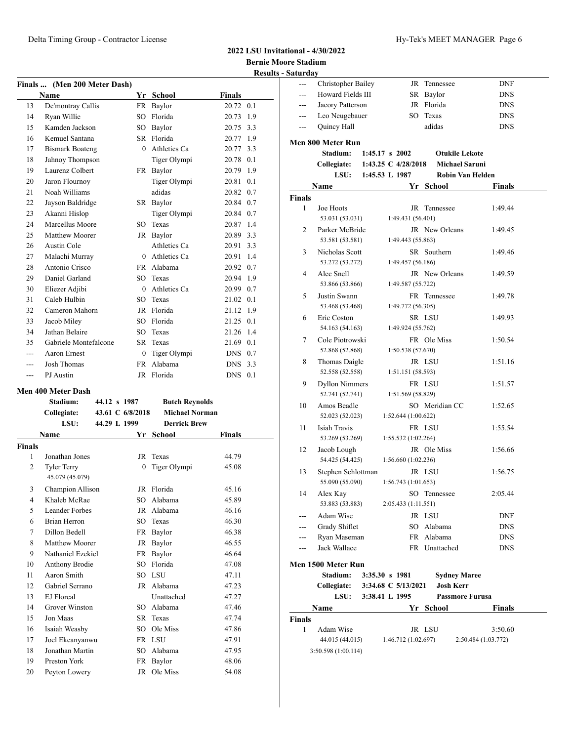**2022 LSU Invitational - 4/30/2022**
**Bernie Moore Stadium**
**Results - Saturday**

### Finals ... (Men 200 Meter Dash)

| | Name | Yr | School | Finals | |
|---|---|---|---|---|---|
| 13 | De'montray Callis | FR | Baylor | 20.72 | 0.1 |
| 14 | Ryan Willie | SO | Florida | 20.73 | 1.9 |
| 15 | Kamden Jackson | SO | Baylor | 20.75 | 3.3 |
| 16 | Kemuel Santana | SR | Florida | 20.77 | 1.9 |
| 17 | Bismark Boateng | 0 | Athletics Ca | 20.77 | 3.3 |
| 18 | Jahnoy Thompson | | Tiger Olympi | 20.78 | 0.1 |
| 19 | Laurenz Colbert | FR | Baylor | 20.79 | 1.9 |
| 20 | Jaron Flournoy | | Tiger Olympi | 20.81 | 0.1 |
| 21 | Noah Williams | | adidas | 20.82 | 0.7 |
| 22 | Jayson Baldridge | SR | Baylor | 20.84 | 0.7 |
| 23 | Akanni Hislop | | Tiger Olympi | 20.84 | 0.7 |
| 24 | Marcellus Moore | SO | Texas | 20.87 | 1.4 |
| 25 | Matthew Moorer | JR | Baylor | 20.89 | 3.3 |
| 26 | Austin Cole | | Athletics Ca | 20.91 | 3.3 |
| 27 | Malachi Murray | 0 | Athletics Ca | 20.91 | 1.4 |
| 28 | Antonio Crisco | FR | Alabama | 20.92 | 0.7 |
| 29 | Daniel Garland | SO | Texas | 20.94 | 1.9 |
| 30 | Eliezer Adjibi | 0 | Athletics Ca | 20.99 | 0.7 |
| 31 | Caleb Hulbin | SO | Texas | 21.02 | 0.1 |
| 32 | Cameron Mahorn | JR | Florida | 21.12 | 1.9 |
| 33 | Jacob Miley | SO | Florida | 21.25 | 0.1 |
| 34 | Jathan Belaire | SO | Texas | 21.26 | 1.4 |
| 35 | Gabriele Montefalcone | SR | Texas | 21.69 | 0.1 |
| --- | Aaron Ernest | 0 | Tiger Olympi | DNS | 0.7 |
| --- | Josh Thomas | FR | Alabama | DNS | 3.3 |
| --- | PJ Austin | JR | Florida | DNS | 0.1 |

### Men 400 Meter Dash

| | | | |
|---|---|---|---|
| Stadium: | 44.12 s | 1987 | Butch Reynolds |
| Collegiate: | 43.61 C | 6/8/2018 | Michael Norman |
| LSU: | 44.29 L | 1999 | Derrick Brew |

**Finals**

| | Name | Yr | School | Finals |
|---|---|---|---|---|
| 1 | Jonathan Jones | JR | Texas | 44.79 |
| 2 | Tyler Terry | 0 | Tiger Olympi | 45.08 |
| | 45.079 (45.079) | | | |
| 3 | Champion Allison | JR | Florida | 45.16 |
| 4 | Khaleb McRae | SO | Alabama | 45.89 |
| 5 | Leander Forbes | JR | Alabama | 46.16 |
| 6 | Brian Herron | SO | Texas | 46.30 |
| 7 | Dillon Bedell | FR | Baylor | 46.38 |
| 8 | Matthew Moorer | JR | Baylor | 46.55 |
| 9 | Nathaniel Ezekiel | FR | Baylor | 46.64 |
| 10 | Anthony Brodie | SO | Florida | 47.08 |
| 11 | Aaron Smith | SO | LSU | 47.11 |
| 12 | Gabriel Serrano | JR | Alabama | 47.23 |
| 13 | EJ Floreal | | Unattached | 47.27 |
| 14 | Grover Winston | SO | Alabama | 47.46 |
| 15 | Jon Maas | SR | Texas | 47.74 |
| 16 | Isaiah Weasby | SO | Ole Miss | 47.86 |
| 17 | Joel Ekeanyanwu | FR | LSU | 47.91 |
| 18 | Jonathan Martin | SO | Alabama | 47.95 |
| 19 | Preston York | FR | Baylor | 48.06 |
| 20 | Peyton Lowery | JR | Ole Miss | 54.08 |
| --- | Christopher Bailey | JR | Tennessee | DNF |
| --- | Howard Fields III | SR | Baylor | DNS |
| --- | Jacory Patterson | JR | Florida | DNS |
| --- | Leo Neugebauer | SO | Texas | DNS |
| --- | Quincy Hall | | adidas | DNS |

### Men 800 Meter Run

| | | | |
|---|---|---|---|
| Stadium: | 1:45.17 s | 2002 | Otukile Lekote |
| Collegiate: | 1:43.25 C | 4/28/2018 | Michael Saruni |
| LSU: | 1:45.53 L | 1987 | Robin Van Helden |

**Finals**

| | Name | Yr | School | Finals |
|---|---|---|---|---|
| 1 | Joe Hoots | JR | Tennessee | 1:49.44 |
| | 53.031 (53.031) | 1:49.431 (56.401) | | |
| 2 | Parker McBride | JR | New Orleans | 1:49.45 |
| | 53.581 (53.581) | 1:49.443 (55.863) | | |
| 3 | Nicholas Scott | SR | Southern | 1:49.46 |
| | 53.272 (53.272) | 1:49.457 (56.186) | | |
| 4 | Alec Snell | JR | New Orleans | 1:49.59 |
| | 53.866 (53.866) | 1:49.587 (55.722) | | |
| 5 | Justin Swann | FR | Tennessee | 1:49.78 |
| | 53.468 (53.468) | 1:49.772 (56.305) | | |
| 6 | Eric Coston | SR | LSU | 1:49.93 |
| | 54.163 (54.163) | 1:49.924 (55.762) | | |
| 7 | Cole Piotrowski | FR | Ole Miss | 1:50.54 |
| | 52.868 (52.868) | 1:50.538 (57.670) | | |
| 8 | Thomas Daigle | JR | LSU | 1:51.16 |
| | 52.558 (52.558) | 1:51.151 (58.593) | | |
| 9 | Dyllon Nimmers | FR | LSU | 1:51.57 |
| | 52.741 (52.741) | 1:51.569 (58.829) | | |
| 10 | Amos Beadle | SO | Meridian CC | 1:52.65 |
| | 52.023 (52.023) | 1:52.644 (1:00.622) | | |
| 11 | Isiah Travis | FR | LSU | 1:55.54 |
| | 53.269 (53.269) | 1:55.532 (1:02.264) | | |
| 12 | Jacob Lough | JR | Ole Miss | 1:56.66 |
| | 54.425 (54.425) | 1:56.660 (1:02.236) | | |
| 13 | Stephen Schlottman | JR | LSU | 1:56.75 |
| | 55.090 (55.090) | 1:56.743 (1:01.653) | | |
| 14 | Alex Kay | SO | Tennessee | 2:05.44 |
| | 53.883 (53.883) | 2:05.433 (1:11.551) | | |
| --- | Adam Wise | JR | LSU | DNF |
| --- | Grady Shiflet | SO | Alabama | DNS |
| --- | Ryan Maseman | FR | Alabama | DNS |
| --- | Jack Wallace | FR | Unattached | DNS |

### Men 1500 Meter Run

| | | | |
|---|---|---|---|
| Stadium: | 3:35.30 s | 1981 | Sydney Maree |
| Collegiate: | 3:34.68 C | 5/13/2021 | Josh Kerr |
| LSU: | 3:38.41 L | 1995 | Passmore Furusa |

**Finals**

| | Name | Yr | School | Finals |
|---|---|---|---|---|
| 1 | Adam Wise | JR | LSU | 3:50.60 |
| | 44.015 (44.015) | 1:46.712 (1:02.697) | 2:50.484 (1:03.772) | |
| | 3:50.598 (1:00.114) | | | |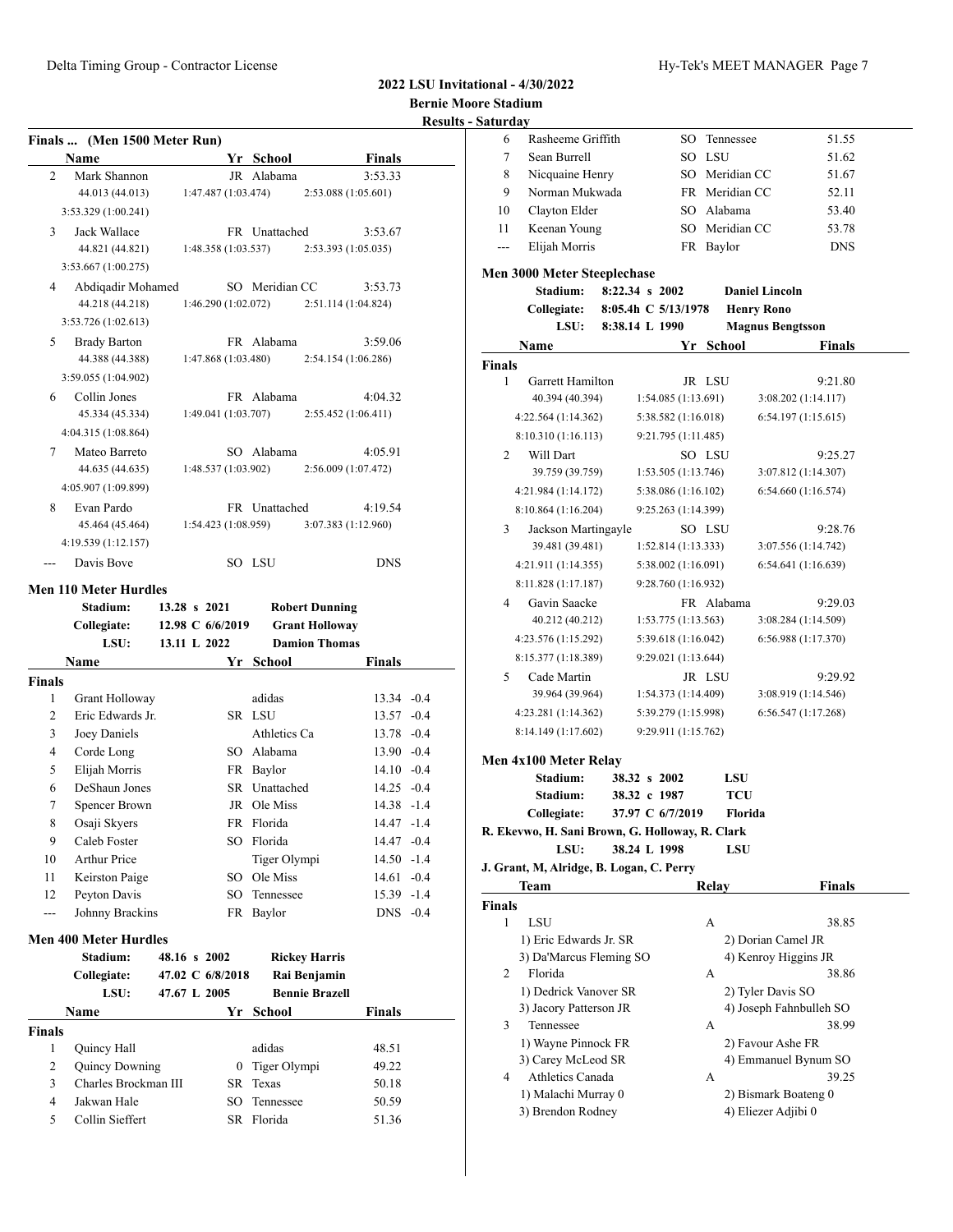**2022 LSU Invitational - 4/30/2022**

**Bernie Moore Stadium**

**Results - Saturday**

### Finals ... (Men 1500 Meter Run)

| | Name | Yr | School | Finals |
|---|---|---|---|---|
| 2 | Mark Shannon | JR | Alabama | 3:53.33 |
| | 44.013 (44.013) | 1:47.487 (1:03.474) | 2:53.088 (1:05.601) | |
| | 3:53.329 (1:00.241) | | | |
| 3 | Jack Wallace | FR | Unattached | 3:53.67 |
| | 44.821 (44.821) | 1:48.358 (1:03.537) | 2:53.393 (1:05.035) | |
| | 3:53.667 (1:00.275) | | | |
| 4 | Abdiqadir Mohamed | SO | Meridian CC | 3:53.73 |
| | 44.218 (44.218) | 1:46.290 (1:02.072) | 2:51.114 (1:04.824) | |
| | 3:53.726 (1:02.613) | | | |
| 5 | Brady Barton | FR | Alabama | 3:59.06 |
| | 44.388 (44.388) | 1:47.868 (1:03.480) | 2:54.154 (1:06.286) | |
| | 3:59.055 (1:04.902) | | | |
| 6 | Collin Jones | FR | Alabama | 4:04.32 |
| | 45.334 (45.334) | 1:49.041 (1:03.707) | 2:55.452 (1:06.411) | |
| | 4:04.315 (1:08.864) | | | |
| 7 | Mateo Barreto | SO | Alabama | 4:05.91 |
| | 44.635 (44.635) | 1:48.537 (1:03.902) | 2:56.009 (1:07.472) | |
| | 4:05.907 (1:09.899) | | | |
| 8 | Evan Pardo | FR | Unattached | 4:19.54 |
| | 45.464 (45.464) | 1:54.423 (1:08.959) | 3:07.383 (1:12.960) | |
| | 4:19.539 (1:12.157) | | | |
| --- | Davis Bove | SO | LSU | DNS |

### Men 110 Meter Hurdles

| | | | |
|---|---|---|---|
| Stadium: | 13.28 s 2021 | Robert Dunning |
| Collegiate: | 12.98 C 6/6/2019 | Grant Holloway |
| LSU: | 13.11 L 2022 | Damion Thomas |

**Finals**

| | Name | Yr | School | Finals | Wind |
|---|---|---|---|---|---|
| 1 | Grant Holloway | | adidas | 13.34 | -0.4 |
| 2 | Eric Edwards Jr. | SR | LSU | 13.57 | -0.4 |
| 3 | Joey Daniels | | Athletics Ca | 13.78 | -0.4 |
| 4 | Corde Long | SO | Alabama | 13.90 | -0.4 |
| 5 | Elijah Morris | FR | Baylor | 14.10 | -0.4 |
| 6 | DeShaun Jones | SR | Unattached | 14.25 | -0.4 |
| 7 | Spencer Brown | JR | Ole Miss | 14.38 | -1.4 |
| 8 | Osaji Skyers | FR | Florida | 14.47 | -1.4 |
| 9 | Caleb Foster | SO | Florida | 14.47 | -0.4 |
| 10 | Arthur Price | | Tiger Olympi | 14.50 | -1.4 |
| 11 | Keirston Paige | SO | Ole Miss | 14.61 | -0.4 |
| 12 | Peyton Davis | SO | Tennessee | 15.39 | -1.4 |
| --- | Johnny Brackins | FR | Baylor | DNS | -0.4 |

### Men 400 Meter Hurdles

| | | |
|---|---|---|
| Stadium: | 48.16 s 2002 | Rickey Harris |
| Collegiate: | 47.02 C 6/8/2018 | Rai Benjamin |
| LSU: | 47.67 L 2005 | Bennie Brazell |

**Finals**

| | Name | Yr | School | Finals |
|---|---|---|---|---|
| 1 | Quincy Hall | | adidas | 48.51 |
| 2 | Quincy Downing | 0 | Tiger Olympi | 49.22 |
| 3 | Charles Brockman III | SR | Texas | 50.18 |
| 4 | Jakwan Hale | SO | Tennessee | 50.59 |
| 5 | Collin Sieffert | SR | Florida | 51.36 |
| 6 | Rasheeme Griffith | SO | Tennessee | 51.55 |
| 7 | Sean Burrell | SO | LSU | 51.62 |
| 8 | Nicquaine Henry | SO | Meridian CC | 51.67 |
| 9 | Norman Mukwada | FR | Meridian CC | 52.11 |
| 10 | Clayton Elder | SO | Alabama | 53.40 |
| 11 | Keenan Young | SO | Meridian CC | 53.78 |
| --- | Elijah Morris | FR | Baylor | DNS |

### Men 3000 Meter Steeplechase

| | | |
|---|---|---|
| Stadium: | 8:22.34 s 2002 | Daniel Lincoln |
| Collegiate: | 8:05.4h C 5/13/1978 | Henry Rono |
| LSU: | 8:38.14 L 1990 | Magnus Bengtsson |

**Finals**

| | Name | Yr | School | Finals |
|---|---|---|---|---|
| 1 | Garrett Hamilton | JR | LSU | 9:21.80 |
| | 40.394 (40.394) | 1:54.085 (1:13.691) | 3:08.202 (1:14.117) | |
| | 4:22.564 (1:14.362) | 5:38.582 (1:16.018) | 6:54.197 (1:15.615) | |
| | 8:10.310 (1:16.113) | 9:21.795 (1:11.485) | | |
| 2 | Will Dart | SO | LSU | 9:25.27 |
| | 39.759 (39.759) | 1:53.505 (1:13.746) | 3:07.812 (1:14.307) | |
| | 4:21.984 (1:14.172) | 5:38.086 (1:16.102) | 6:54.660 (1:16.574) | |
| | 8:10.864 (1:16.204) | 9:25.263 (1:14.399) | | |
| 3 | Jackson Martingayle | SO | LSU | 9:28.76 |
| | 39.481 (39.481) | 1:52.814 (1:13.333) | 3:07.556 (1:14.742) | |
| | 4:21.911 (1:14.355) | 5:38.002 (1:16.091) | 6:54.641 (1:16.639) | |
| | 8:11.828 (1:17.187) | 9:28.760 (1:16.932) | | |
| 4 | Gavin Saacke | FR | Alabama | 9:29.03 |
| | 40.212 (40.212) | 1:53.775 (1:13.563) | 3:08.284 (1:14.509) | |
| | 4:23.576 (1:15.292) | 5:39.618 (1:16.042) | 6:56.988 (1:17.370) | |
| | 8:15.377 (1:18.389) | 9:29.021 (1:13.644) | | |
| 5 | Cade Martin | JR | LSU | 9:29.92 |
| | 39.964 (39.964) | 1:54.373 (1:14.409) | 3:08.919 (1:14.546) | |
| | 4:23.281 (1:14.362) | 5:39.279 (1:15.998) | 6:56.547 (1:17.268) | |
| | 8:14.149 (1:17.602) | 9:29.911 (1:15.762) | | |

### Men 4x100 Meter Relay

| | | |
|---|---|---|
| Stadium: | 38.32 s 2002 | LSU |
| Stadium: | 38.32 c 1987 | TCU |
| Collegiate: | 37.97 C 6/7/2019 | Florida |

R. Ekevwo, H. Sani Brown, G. Holloway, R. Clark

| | | |
|---|---|---|
| LSU: | 38.24 L 1998 | LSU |

J. Grant, M, Alridge, B. Logan, C. Perry

**Finals**

| | Team | Relay | Finals |
|---|---|---|---|
| 1 | LSU | A | 38.85 |
| | 1) Eric Edwards Jr. SR | 2) Dorian Camel JR | |
| | 3) Da'Marcus Fleming SO | 4) Kenroy Higgins JR | |
| 2 | Florida | A | 38.86 |
| | 1) Dedrick Vanover SR | 2) Tyler Davis SO | |
| | 3) Jacory Patterson JR | 4) Joseph Fahnbulleh SO | |
| 3 | Tennessee | A | 38.99 |
| | 1) Wayne Pinnock FR | 2) Favour Ashe FR | |
| | 3) Carey McLeod SR | 4) Emmanuel Bynum SO | |
| 4 | Athletics Canada | A | 39.25 |
| | 1) Malachi Murray 0 | 2) Bismark Boateng 0 | |
| | 3) Brendon Rodney | 4) Eliezer Adjibi 0 | |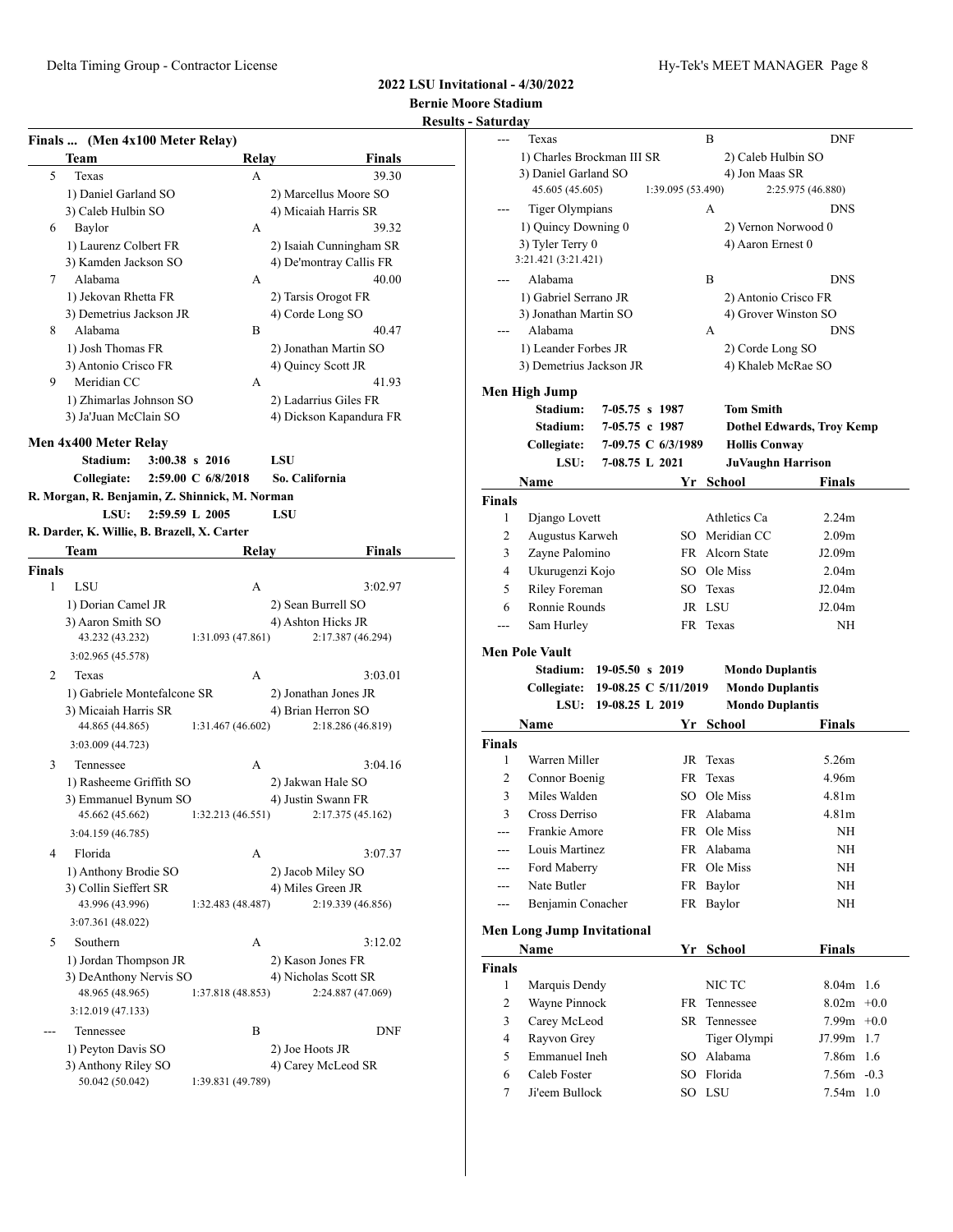**2022 LSU Invitational - 4/30/2022**

**Bernie Moore Stadium**

**Results - Saturday**

### Finals ... (Men 4x100 Meter Relay)

| | Team | Relay | Finals |
|---|---|---|---|
| 5 | Texas | A | 39.30 |
| | 1) Daniel Garland SO | 2) Marcellus Moore SO | |
| | 3) Caleb Hulbin SO | 4) Micaiah Harris SR | |
| 6 | Baylor | A | 39.32 |
| | 1) Laurenz Colbert FR | 2) Isaiah Cunningham SR | |
| | 3) Kamden Jackson SO | 4) De'montray Callis FR | |
| 7 | Alabama | A | 40.00 |
| | 1) Jekovan Rhetta FR | 2) Tarsis Orogot FR | |
| | 3) Demetrius Jackson JR | 4) Corde Long SO | |
| 8 | Alabama | B | 40.47 |
| | 1) Josh Thomas FR | 2) Jonathan Martin SO | |
| | 3) Antonio Crisco FR | 4) Quincy Scott JR | |
| 9 | Meridian CC | A | 41.93 |
| | 1) Zhimarlas Johnson SO | 2) Ladarrius Giles FR | |
| | 3) Ja'Juan McClain SO | 4) Dickson Kapandura FR | |

### Men 4x400 Meter Relay

Stadium: 3:00.38 s 2016 LSU

Collegiate: 2:59.00 C 6/8/2018 So. California

R. Morgan, R. Benjamin, Z. Shinnick, M. Norman

LSU: 2:59.59 L 2005 LSU

R. Darder, K. Willie, B. Brazell, X. Carter

| | Team | Relay | Finals |
|---|---|---|---|
| **Finals** | | | |
| 1 | LSU | A | 3:02.97 |
| | 1) Dorian Camel JR | 2) Sean Burrell SO | |
| | 3) Aaron Smith SO | 4) Ashton Hicks JR | |
| | 43.232 (43.232) 1:31.093 (47.861) 2:17.387 (46.294) 3:02.965 (45.578) | | |
| 2 | Texas | A | 3:03.01 |
| | 1) Gabriele Montefalcone SR | 2) Jonathan Jones JR | |
| | 3) Micaiah Harris SR | 4) Brian Herron SO | |
| | 44.865 (44.865) 1:31.467 (46.602) 2:18.286 (46.819) 3:03.009 (44.723) | | |
| 3 | Tennessee | A | 3:04.16 |
| | 1) Rasheeme Griffith SO | 2) Jakwan Hale SO | |
| | 3) Emmanuel Bynum SO | 4) Justin Swann FR | |
| | 45.662 (45.662) 1:32.213 (46.551) 2:17.375 (45.162) 3:04.159 (46.785) | | |
| 4 | Florida | A | 3:07.37 |
| | 1) Anthony Brodie SO | 2) Jacob Miley SO | |
| | 3) Collin Sieffert SR | 4) Miles Green JR | |
| | 43.996 (43.996) 1:32.483 (48.487) 2:19.339 (46.856) 3:07.361 (48.022) | | |
| 5 | Southern | A | 3:12.02 |
| | 1) Jordan Thompson JR | 2) Kason Jones FR | |
| | 3) DeAnthony Nervis SO | 4) Nicholas Scott SR | |
| | 48.965 (48.965) 1:37.818 (48.853) 2:24.887 (47.069) 3:12.019 (47.133) | | |
| --- | Tennessee | B | DNF |
| | 1) Peyton Davis SO | 2) Joe Hoots JR | |
| | 3) Anthony Riley SO | 4) Carey McLeod SR | |
| | 50.042 (50.042) 1:39.831 (49.789) | | |
| --- | Texas | B | DNF |
| | 1) Charles Brockman III SR | 2) Caleb Hulbin SO | |
| | 3) Daniel Garland SO | 4) Jon Maas SR | |
| | 45.605 (45.605) 1:39.095 (53.490) 2:25.975 (46.880) | | |
| --- | Tiger Olympians | A | DNS |
| | 1) Quincy Downing 0 | 2) Vernon Norwood 0 | |
| | 3) Tyler Terry 0 | 4) Aaron Ernest 0 | |
| | 3:21.421 (3:21.421) | | |
| --- | Alabama | B | DNS |
| | 1) Gabriel Serrano JR | 2) Antonio Crisco FR | |
| | 3) Jonathan Martin SO | 4) Grover Winston SO | |
| --- | Alabama | A | DNS |
| | 1) Leander Forbes JR | 2) Corde Long SO | |
| | 3) Demetrius Jackson JR | 4) Khaleb McRae SO | |

### Men High Jump

Stadium: 7-05.75 s 1987 Tom Smith

Stadium: 7-05.75 c 1987 Dothel Edwards, Troy Kemp

Collegiate: 7-09.75 C 6/3/1989 Hollis Conway

LSU: 7-08.75 L 2021 JuVaughn Harrison

| | Name | Yr | School | Finals |
|---|---|---|---|---|
| **Finals** | | | | |
| 1 | Django Lovett | | Athletics Ca | 2.24m |
| 2 | Augustus Karweh | SO | Meridian CC | 2.09m |
| 3 | Zayne Palomino | FR | Alcorn State | J2.09m |
| 4 | Ukurugenzi Kojo | SO | Ole Miss | 2.04m |
| 5 | Riley Foreman | SO | Texas | J2.04m |
| 6 | Ronnie Rounds | JR | LSU | J2.04m |
| --- | Sam Hurley | FR | Texas | NH |

### Men Pole Vault

Stadium: 19-05.50 s 2019 Mondo Duplantis

Collegiate: 19-08.25 C 5/11/2019 Mondo Duplantis

LSU: 19-08.25 L 2019 Mondo Duplantis

| | Name | Yr | School | Finals |
|---|---|---|---|---|
| **Finals** | | | | |
| 1 | Warren Miller | JR | Texas | 5.26m |
| 2 | Connor Boenig | FR | Texas | 4.96m |
| 3 | Miles Walden | SO | Ole Miss | 4.81m |
| 3 | Cross Derriso | FR | Alabama | 4.81m |
| --- | Frankie Amore | FR | Ole Miss | NH |
| --- | Louis Martinez | FR | Alabama | NH |
| --- | Ford Maberry | FR | Ole Miss | NH |
| --- | Nate Butler | FR | Baylor | NH |
| --- | Benjamin Conacher | FR | Baylor | NH |

### Men Long Jump Invitational

| | Name | Yr | School | Finals | Wind |
|---|---|---|---|---|---|
| **Finals** | | | | | |
| 1 | Marquis Dendy | | NIC TC | 8.04m | 1.6 |
| 2 | Wayne Pinnock | FR | Tennessee | 8.02m | +0.0 |
| 3 | Carey McLeod | SR | Tennessee | 7.99m | +0.0 |
| 4 | Rayvon Grey | | Tiger Olympi | J7.99m | 1.7 |
| 5 | Emmanuel Ineh | SO | Alabama | 7.86m | 1.6 |
| 6 | Caleb Foster | SO | Florida | 7.56m | -0.3 |
| 7 | Ji'eem Bullock | SO | LSU | 7.54m | 1.0 |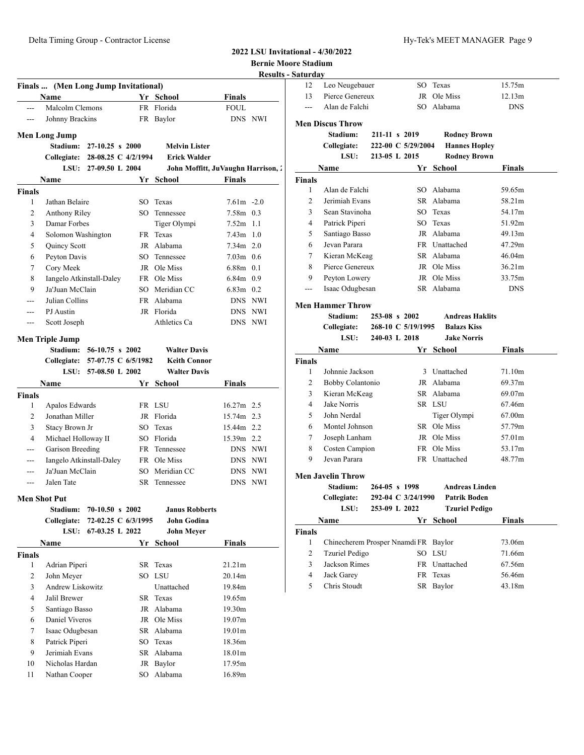2022 LSU Invitational - 4/30/2022

Bernie Moore Stadium

Results - Saturday

### Finals ... (Men Long Jump Invitational)

| | Name | Yr | School | Finals | |
|---|---|---|---|---|---|
| --- | Malcolm Clemons | FR | Florida | FOUL | |
| --- | Johnny Brackins | FR | Baylor | DNS | NWI |

### Men Long Jump

| | | | |
|---|---|---|---|
| Stadium: | 27-10.25 s 2000 | | Melvin Lister |
| Collegiate: | 28-08.25 C 4/2/1994 | | Erick Walder |
| LSU: | 27-09.50 L 2004 | | John Moffitt, JuVaughn Harrison, 2 |

**Finals**

| | Name | Yr | School | Finals | |
|---|---|---|---|---|---|
| 1 | Jathan Belaire | SO | Texas | 7.61m | -2.0 |
| 2 | Anthony Riley | SO | Tennessee | 7.58m | 0.3 |
| 3 | Damar Forbes | | Tiger Olympi | 7.52m | 1.1 |
| 4 | Solomon Washington | FR | Texas | 7.43m | 1.0 |
| 5 | Quincy Scott | JR | Alabama | 7.34m | 2.0 |
| 6 | Peyton Davis | SO | Tennessee | 7.03m | 0.6 |
| 7 | Cory Meek | JR | Ole Miss | 6.88m | 0.1 |
| 8 | Iangelo Atkinstall-Daley | FR | Ole Miss | 6.84m | 0.9 |
| 9 | Ja'Juan McClain | SO | Meridian CC | 6.83m | 0.2 |
| --- | Julian Collins | FR | Alabama | DNS | NWI |
| --- | PJ Austin | JR | Florida | DNS | NWI |
| --- | Scott Joseph | | Athletics Ca | DNS | NWI |

### Men Triple Jump

| | | | |
|---|---|---|---|
| Stadium: | 56-10.75 s 2002 | | Walter Davis |
| Collegiate: | 57-07.75 C 6/5/1982 | | Keith Connor |
| LSU: | 57-08.50 L 2002 | | Walter Davis |

**Finals**

| | Name | Yr | School | Finals | |
|---|---|---|---|---|---|
| 1 | Apalos Edwards | FR | LSU | 16.27m | 2.5 |
| 2 | Jonathan Miller | JR | Florida | 15.74m | 2.3 |
| 3 | Stacy Brown Jr | SO | Texas | 15.44m | 2.2 |
| 4 | Michael Holloway II | SO | Florida | 15.39m | 2.2 |
| --- | Garison Breeding | FR | Tennessee | DNS | NWI |
| --- | Iangelo Atkinstall-Daley | FR | Ole Miss | DNS | NWI |
| --- | Ja'Juan McClain | SO | Meridian CC | DNS | NWI |
| --- | Jalen Tate | SR | Tennessee | DNS | NWI |

### Men Shot Put

| | | | |
|---|---|---|---|
| Stadium: | 70-10.50 s 2002 | | Janus Robberts |
| Collegiate: | 72-02.25 C 6/3/1995 | | John Godina |
| LSU: | 67-03.25 L 2022 | | John Meyer |

**Finals**

| | Name | Yr | School | Finals |
|---|---|---|---|---|
| 1 | Adrian Piperi | SR | Texas | 21.21m |
| 2 | John Meyer | SO | LSU | 20.14m |
| 3 | Andrew Liskowitz | | Unattached | 19.84m |
| 4 | Jalil Brewer | SR | Texas | 19.65m |
| 5 | Santiago Basso | JR | Alabama | 19.30m |
| 6 | Daniel Viveros | JR | Ole Miss | 19.07m |
| 7 | Isaac Odugbesan | SR | Alabama | 19.01m |
| 8 | Patrick Piperi | SO | Texas | 18.36m |
| 9 | Jerimiah Evans | SR | Alabama | 18.01m |
| 10 | Nicholas Hardan | JR | Baylor | 17.95m |
| 11 | Nathan Cooper | SO | Alabama | 16.89m |
| 12 | Leo Neugebauer | SO | Texas | 15.75m |
| 13 | Pierce Genereux | JR | Ole Miss | 12.13m |
| --- | Alan de Falchi | SO | Alabama | DNS |

### Men Discus Throw

| | | | |
|---|---|---|---|
| Stadium: | 211-11 s 2019 | | Rodney Brown |
| Collegiate: | 222-00 C 5/29/2004 | | Hannes Hopley |
| LSU: | 213-05 L 2015 | | Rodney Brown |

**Finals**

| | Name | Yr | School | Finals |
|---|---|---|---|---|
| 1 | Alan de Falchi | SO | Alabama | 59.65m |
| 2 | Jerimiah Evans | SR | Alabama | 58.21m |
| 3 | Sean Stavinoha | SO | Texas | 54.17m |
| 4 | Patrick Piperi | SO | Texas | 51.92m |
| 5 | Santiago Basso | JR | Alabama | 49.13m |
| 6 | Jevan Parara | FR | Unattached | 47.29m |
| 7 | Kieran McKeag | SR | Alabama | 46.04m |
| 8 | Pierce Genereux | JR | Ole Miss | 36.21m |
| 9 | Peyton Lowery | JR | Ole Miss | 33.75m |
| --- | Isaac Odugbesan | SR | Alabama | DNS |

### Men Hammer Throw

| | | | |
|---|---|---|---|
| Stadium: | 253-08 s 2002 | | Andreas Haklits |
| Collegiate: | 268-10 C 5/19/1995 | | Balazs Kiss |
| LSU: | 240-03 L 2018 | | Jake Norris |

**Finals**

| | Name | Yr | School | Finals |
|---|---|---|---|---|
| 1 | Johnnie Jackson | 3 | Unattached | 71.10m |
| 2 | Bobby Colantonio | JR | Alabama | 69.37m |
| 3 | Kieran McKeag | SR | Alabama | 69.07m |
| 4 | Jake Norris | SR | LSU | 67.46m |
| 5 | John Nerdal | | Tiger Olympi | 67.00m |
| 6 | Montel Johnson | SR | Ole Miss | 57.79m |
| 7 | Joseph Lanham | JR | Ole Miss | 57.01m |
| 8 | Costen Campion | FR | Ole Miss | 53.17m |
| 9 | Jevan Parara | FR | Unattached | 48.77m |

### Men Javelin Throw

| | | | |
|---|---|---|---|
| Stadium: | 264-05 s 1998 | | Andreas Linden |
| Collegiate: | 292-04 C 3/24/1990 | | Patrik Boden |
| LSU: | 253-09 L 2022 | | Tzuriel Pedigo |

**Finals**

| | Name | Yr | School | Finals |
|---|---|---|---|---|
| 1 | Chinecherem Prosper Nnamdi | FR | Baylor | 73.06m |
| 2 | Tzuriel Pedigo | SO | LSU | 71.66m |
| 3 | Jackson Rimes | FR | Unattached | 67.56m |
| 4 | Jack Garey | FR | Texas | 56.46m |
| 5 | Chris Stoudt | SR | Baylor | 43.18m |